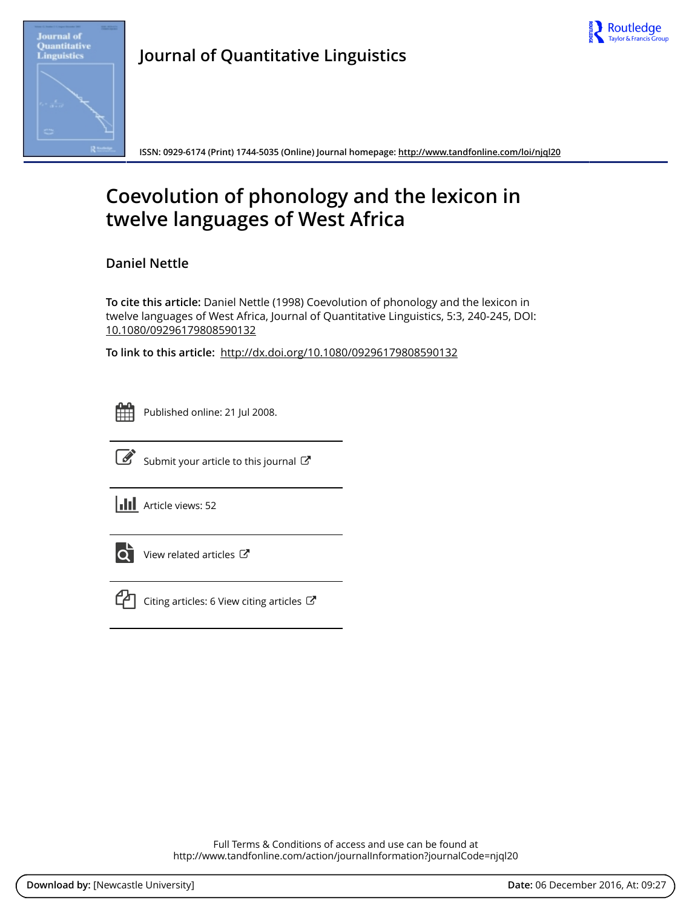Journal of Quantitative Linguistics

ISSN: 0929-6174 (Print) 1744-5035 (Online) Journal homepage: http://www.tandfonline.com/loi/njql20

# Coevolution of phonology and the lexicon in twelve languages of West Africa

**Daniel Nettle**

**To cite this article:** Daniel Nettle (1998) Coevolution of phonology and the lexicon in twelve languages of West Africa, Journal of Quantitative Linguistics, 5:3, 240-245, DOI: 10.1080/09296179808590132

**To link to this article:** http://dx.doi.org/10.1080/09296179808590132

Published online: 21 Jul 2008.

Submit your article to this journal

Article views: 52

View related articles

Citing articles: 6 View citing articles

Full Terms & Conditions of access and use can be found at
http://www.tandfonline.com/action/journalInformation?journalCode=njql20

**Download by:** [Newcastle University] **Date:** 06 December 2016, At: 09:27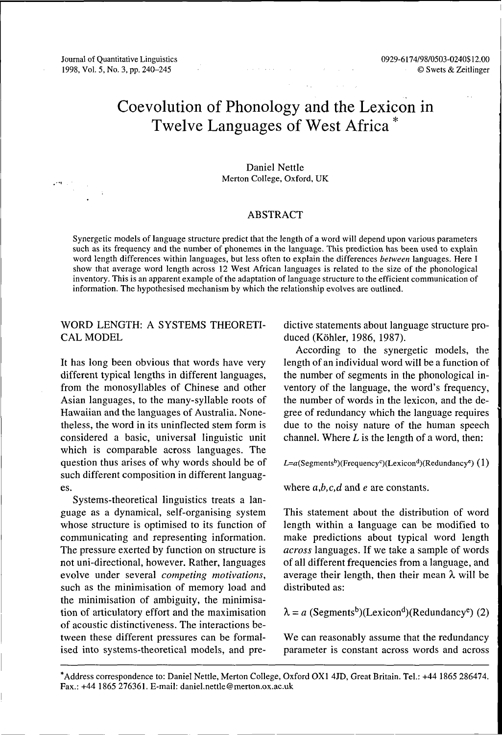# Coevolution of Phonology and the Lexicon in Twelve Languages of West Africa *

Daniel Nettle
Merton College, Oxford, UK

## ABSTRACT

Synergetic models of language structure predict that the length of a word will depend upon various parameters such as its frequency and the number of phonemes in the language. This prediction has been used to explain word length differences within languages, but less often to explain the differences *between* languages. Here I show that average word length across 12 West African languages is related to the size of the phonological inventory. This is an apparent example of the adaptation of language structure to the efficient communication of information. The hypothesised mechanism by which the relationship evolves are outlined.

## WORD LENGTH: A SYSTEMS THEORETICAL MODEL

It has long been obvious that words have very different typical lengths in different languages, from the monosyllables of Chinese and other Asian languages, to the many-syllable roots of Hawaiian and the languages of Australia. Nonetheless, the word in its uninflected stem form is considered a basic, universal linguistic unit which is comparable across languages. The question thus arises of why words should be of such different composition in different languages.

Systems-theoretical linguistics treats a language as a dynamical, self-organising system whose structure is optimised to its function of communicating and representing information. The pressure exerted by function on structure is not uni-directional, however. Rather, languages evolve under several *competing motivations*, such as the minimisation of memory load and the minimisation of ambiguity, the minimisation of articulatory effort and the maximisation of acoustic distinctiveness. The interactions between these different pressures can be formalised into systems-theoretical models, and predictive statements about language structure produced (Köhler, 1986, 1987).

According to the synergetic models, the length of an individual word will be a function of the number of segments in the phonological inventory of the language, the word's frequency, the number of words in the lexicon, and the degree of redundancy which the language requires due to the noisy nature of the human speech channel. Where $L$ is the length of a word, then:

$$L = a(\text{Segments}^{b})(\text{Frequency}^{c})(\text{Lexicon}^{d})(\text{Redundancy}^{e}) \quad (1)$$

where $a, b, c, d$ and $e$ are constants.

This statement about the distribution of word length within a language can be modified to make predictions about typical word length *across* languages. If we take a sample of words of all different frequencies from a language, and average their length, then their mean $\lambda$ will be distributed as:

$$\lambda = a\,(\text{Segments}^{b})(\text{Lexicon}^{d})(\text{Redundancy}^{e}) \quad (2)$$

We can reasonably assume that the redundancy parameter is constant across words and across

---

*Address correspondence to: Daniel Nettle, Merton College, Oxford OX1 4JD, Great Britain. Tel.: +44 1865 286474. Fax.: +44 1865 276361. E-mail: daniel.nettle@merton.ox.ac.uk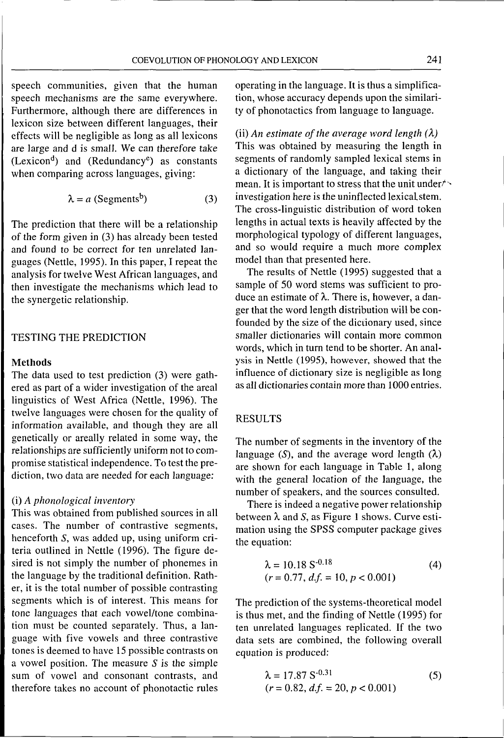speech communities, given that the human speech mechanisms are the same everywhere. Furthermore, although there are differences in lexicon size between different languages, their effects will be negligible as long as all lexicons are large and d is small. We can therefore take (Lexicon$^d$) and (Redundancy$^e$) as constants when comparing across languages, giving:

$$\lambda = a\ (\text{Segments}^b) \qquad (3)$$

The prediction that there will be a relationship of the form given in (3) has already been tested and found to be correct for ten unrelated languages (Nettle, 1995). In this paper, I repeat the analysis for twelve West African languages, and then investigate the mechanisms which lead to the synergetic relationship.

## TESTING THE PREDICTION

### Methods

The data used to test prediction (3) were gathered as part of a wider investigation of the areal linguistics of West Africa (Nettle, 1996). The twelve languages were chosen for the quality of information available, and though they are all genetically or areally related in some way, the relationships are sufficiently uniform not to compromise statistical independence. To test the prediction, two data are needed for each language:

(i) *A phonological inventory*
This was obtained from published sources in all cases. The number of contrastive segments, henceforth *S*, was added up, using uniform criteria outlined in Nettle (1996). The figure desired is not simply the number of phonemes in the language by the traditional definition. Rather, it is the total number of possible contrasting segments which is of interest. This means for tone languages that each vowel/tone combination must be counted separately. Thus, a language with five vowels and three contrastive tones is deemed to have 15 possible contrasts on a vowel position. The measure *S* is the simple sum of vowel and consonant contrasts, and therefore takes no account of phonotactic rules operating in the language. It is thus a simplification, whose accuracy depends upon the similarity of phonotactics from language to language.

(ii) *An estimate of the average word length ($\lambda$)*
This was obtained by measuring the length in segments of randomly sampled lexical stems in a dictionary of the language, and taking their mean. It is important to stress that the unit under investigation here is the uninflected lexical stem. The cross-linguistic distribution of word token lengths in actual texts is heavily affected by the morphological typology of different languages, and so would require a much more complex model than that presented here.

The results of Nettle (1995) suggested that a sample of 50 word stems was sufficient to produce an estimate of $\lambda$. There is, however, a danger that the word length distribution will be confounded by the size of the dictionary used, since smaller dictionaries will contain more common words, which in turn tend to be shorter. An analysis in Nettle (1995), however, showed that the influence of dictionary size is negligible as long as all dictionaries contain more than 1000 entries.

## RESULTS

The number of segments in the inventory of the language (*S*), and the average word length ($\lambda$) are shown for each language in Table 1, along with the general location of the language, the number of speakers, and the sources consulted.

There is indeed a negative power relationship between $\lambda$ and *S*, as Figure 1 shows. Curve estimation using the SPSS computer package gives the equation:

$$\lambda = 10.18\ S^{-0.18} \qquad (4)$$
$$(r = 0.77,\ d.f. = 10,\ p < 0.001)$$

The prediction of the systems-theoretical model is thus met, and the finding of Nettle (1995) for ten unrelated languages replicated. If the two data sets are combined, the following overall equation is produced:

$$\lambda = 17.87\ S^{-0.31} \qquad (5)$$
$$(r = 0.82,\ d.f. = 20,\ p < 0.001)$$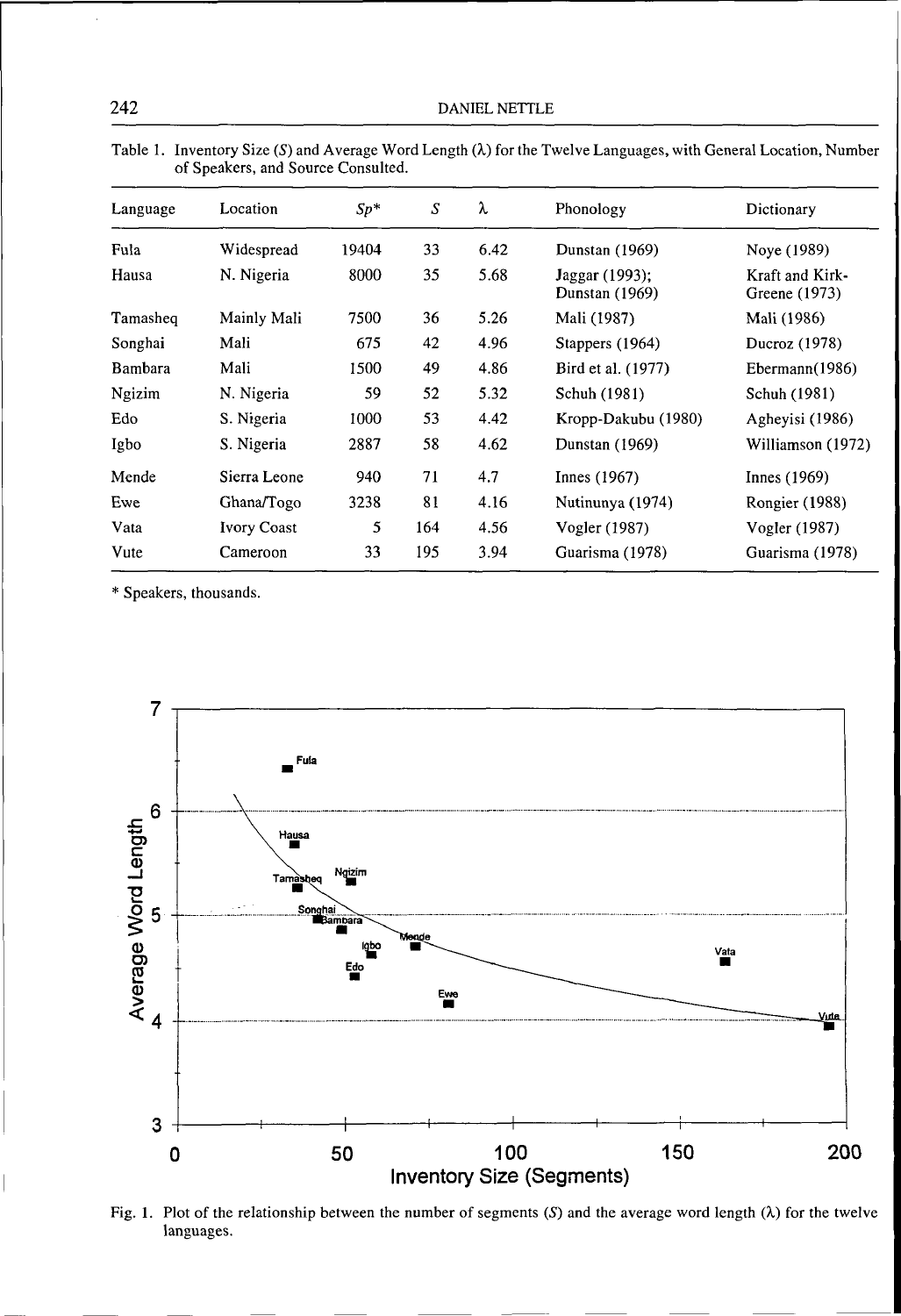Table 1. Inventory Size ($S$) and Average Word Length ($\lambda$) for the Twelve Languages, with General Location, Number of Speakers, and Source Consulted.

| Language | Location | $Sp$* | $S$ | $\lambda$ | Phonology | Dictionary |
|---|---|---|---|---|---|---|
| Fula | Widespread | 19404 | 33 | 6.42 | Dunstan (1969) | Noye (1989) |
| Hausa | N. Nigeria | 8000 | 35 | 5.68 | Jaggar (1993); Dunstan (1969) | Kraft and Kirk-Greene (1973) |
| Tamasheq | Mainly Mali | 7500 | 36 | 5.26 | Mali (1987) | Mali (1986) |
| Songhai | Mali | 675 | 42 | 4.96 | Stappers (1964) | Ducroz (1978) |
| Bambara | Mali | 1500 | 49 | 4.86 | Bird et al. (1977) | Ebermann(1986) |
| Ngizim | N. Nigeria | 59 | 52 | 5.32 | Schuh (1981) | Schuh (1981) |
| Edo | S. Nigeria | 1000 | 53 | 4.42 | Kropp-Dakubu (1980) | Agheyisi (1986) |
| Igbo | S. Nigeria | 2887 | 58 | 4.62 | Dunstan (1969) | Williamson (1972) |
| Mende | Sierra Leone | 940 | 71 | 4.7 | Innes (1967) | Innes (1969) |
| Ewe | Ghana/Togo | 3238 | 81 | 4.16 | Nutinunya (1974) | Rongier (1988) |
| Vata | Ivory Coast | 5 | 164 | 4.56 | Vogler (1987) | Vogler (1987) |
| Vute | Cameroon | 33 | 195 | 3.94 | Guarisma (1978) | Guarisma (1978) |

\* Speakers, thousands.

Fig. 1. Plot of the relationship between the number of segments ($S$) and the average word length ($\lambda$) for the twelve languages.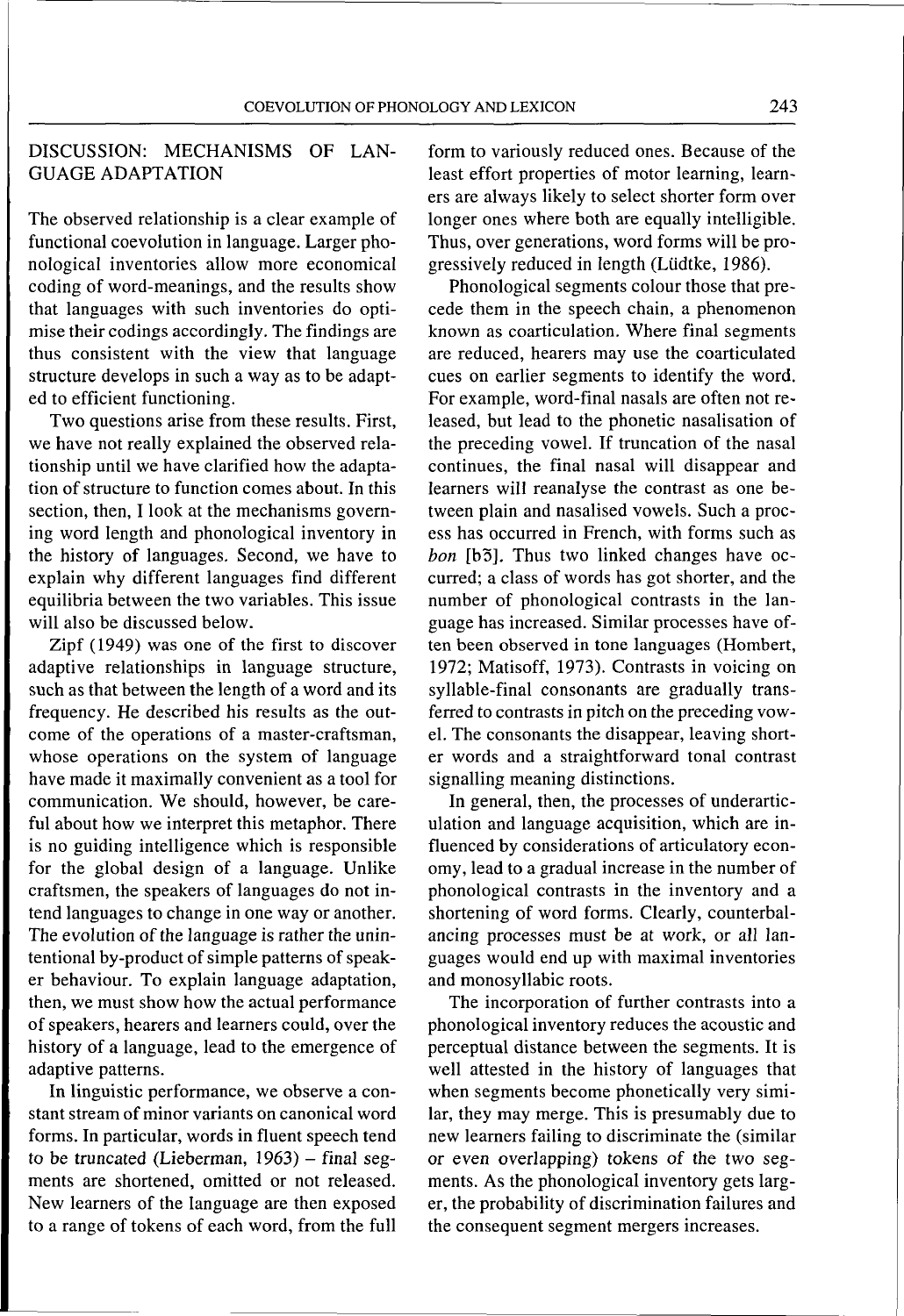## DISCUSSION: MECHANISMS OF LANGUAGE ADAPTATION

The observed relationship is a clear example of functional coevolution in language. Larger phonological inventories allow more economical coding of word-meanings, and the results show that languages with such inventories do optimise their codings accordingly. The findings are thus consistent with the view that language structure develops in such a way as to be adapted to efficient functioning.

Two questions arise from these results. First, we have not really explained the observed relationship until we have clarified how the adaptation of structure to function comes about. In this section, then, I look at the mechanisms governing word length and phonological inventory in the history of languages. Second, we have to explain why different languages find different equilibria between the two variables. This issue will also be discussed below.

Zipf (1949) was one of the first to discover adaptive relationships in language structure, such as that between the length of a word and its frequency. He described his results as the outcome of the operations of a master-craftsman, whose operations on the system of language have made it maximally convenient as a tool for communication. We should, however, be careful about how we interpret this metaphor. There is no guiding intelligence which is responsible for the global design of a language. Unlike craftsmen, the speakers of languages do not intend languages to change in one way or another. The evolution of the language is rather the unintentional by-product of simple patterns of speaker behaviour. To explain language adaptation, then, we must show how the actual performance of speakers, hearers and learners could, over the history of a language, lead to the emergence of adaptive patterns.

In linguistic performance, we observe a constant stream of minor variants on canonical word forms. In particular, words in fluent speech tend to be truncated (Lieberman, 1963) – final segments are shortened, omitted or not released. New learners of the language are then exposed to a range of tokens of each word, from the full form to variously reduced ones. Because of the least effort properties of motor learning, learners are always likely to select shorter form over longer ones where both are equally intelligible. Thus, over generations, word forms will be progressively reduced in length (Lüdtke, 1986).

Phonological segments colour those that precede them in the speech chain, a phenomenon known as coarticulation. Where final segments are reduced, hearers may use the coarticulated cues on earlier segments to identify the word. For example, word-final nasals are often not released, but lead to the phonetic nasalisation of the preceding vowel. If truncation of the nasal continues, the final nasal will disappear and learners will reanalyse the contrast as one between plain and nasalised vowels. Such a process has occurred in French, with forms such as *bon* [bɔ̃]. Thus two linked changes have occurred; a class of words has got shorter, and the number of phonological contrasts in the language has increased. Similar processes have often been observed in tone languages (Hombert, 1972; Matisoff, 1973). Contrasts in voicing on syllable-final consonants are gradually transferred to contrasts in pitch on the preceding vowel. The consonants the disappear, leaving shorter words and a straightforward tonal contrast signalling meaning distinctions.

In general, then, the processes of underarticulation and language acquisition, which are influenced by considerations of articulatory economy, lead to a gradual increase in the number of phonological contrasts in the inventory and a shortening of word forms. Clearly, counterbalancing processes must be at work, or all languages would end up with maximal inventories and monosyllabic roots.

The incorporation of further contrasts into a phonological inventory reduces the acoustic and perceptual distance between the segments. It is well attested in the history of languages that when segments become phonetically very similar, they may merge. This is presumably due to new learners failing to discriminate the (similar or even overlapping) tokens of the two segments. As the phonological inventory gets larger, the probability of discrimination failures and the consequent segment mergers increases.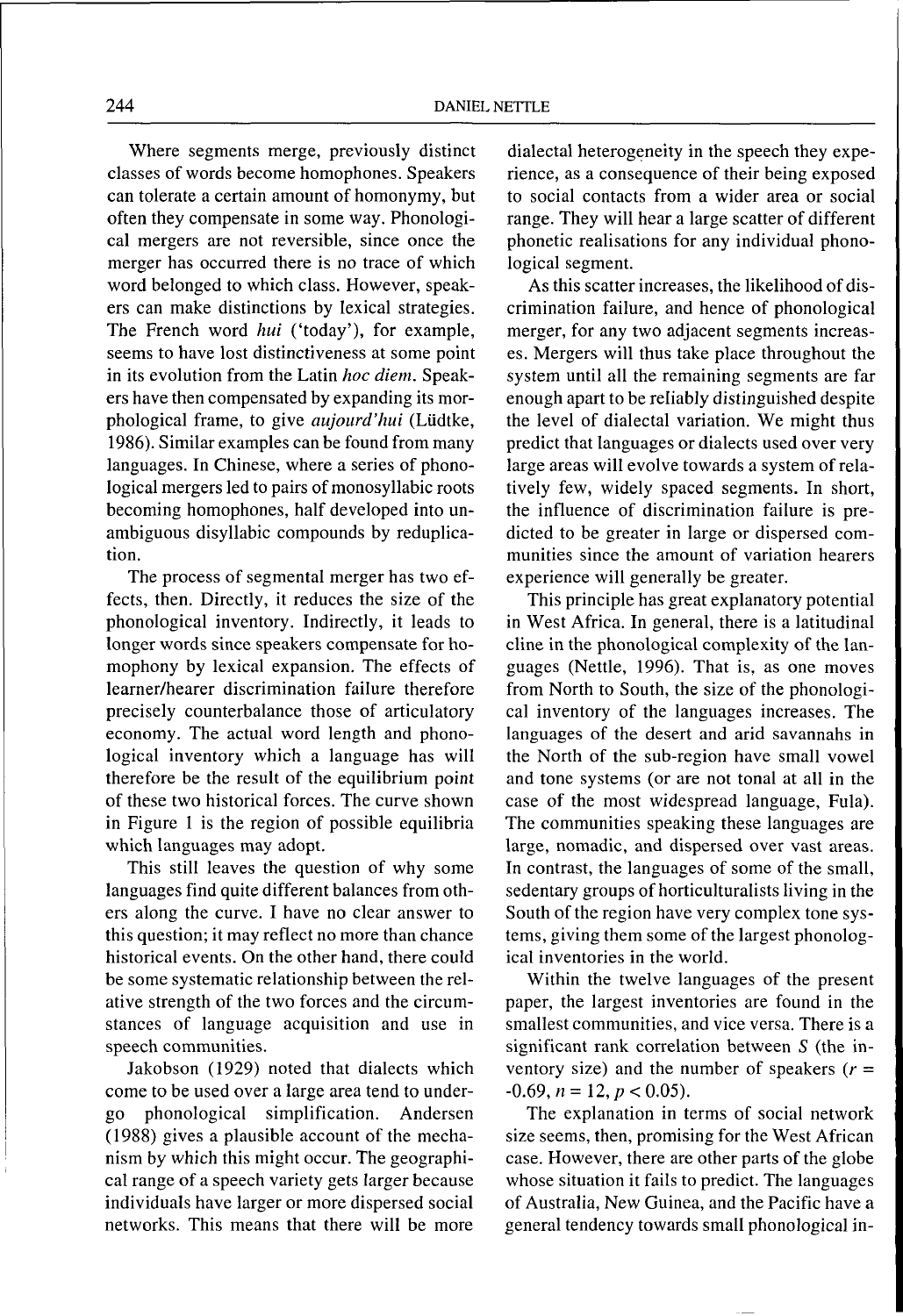Where segments merge, previously distinct classes of words become homophones. Speakers can tolerate a certain amount of homonymy, but often they compensate in some way. Phonological mergers are not reversible, since once the merger has occurred there is no trace of which word belonged to which class. However, speakers can make distinctions by lexical strategies. The French word *hui* ('today'), for example, seems to have lost distinctiveness at some point in its evolution from the Latin *hoc diem*. Speakers have then compensated by expanding its morphological frame, to give *aujourd'hui* (Lüdtke, 1986). Similar examples can be found from many languages. In Chinese, where a series of phonological mergers led to pairs of monosyllabic roots becoming homophones, half developed into unambiguous disyllabic compounds by reduplication.

The process of segmental merger has two effects, then. Directly, it reduces the size of the phonological inventory. Indirectly, it leads to longer words since speakers compensate for homophony by lexical expansion. The effects of learner/hearer discrimination failure therefore precisely counterbalance those of articulatory economy. The actual word length and phonological inventory which a language has will therefore be the result of the equilibrium point of these two historical forces. The curve shown in Figure 1 is the region of possible equilibria which languages may adopt.

This still leaves the question of why some languages find quite different balances from others along the curve. I have no clear answer to this question; it may reflect no more than chance historical events. On the other hand, there could be some systematic relationship between the relative strength of the two forces and the circumstances of language acquisition and use in speech communities.

Jakobson (1929) noted that dialects which come to be used over a large area tend to undergo phonological simplification. Andersen (1988) gives a plausible account of the mechanism by which this might occur. The geographical range of a speech variety gets larger because individuals have larger or more dispersed social networks. This means that there will be more dialectal heterogeneity in the speech they experience, as a consequence of their being exposed to social contacts from a wider area or social range. They will hear a large scatter of different phonetic realisations for any individual phonological segment.

As this scatter increases, the likelihood of discrimination failure, and hence of phonological merger, for any two adjacent segments increases. Mergers will thus take place throughout the system until all the remaining segments are far enough apart to be reliably distinguished despite the level of dialectal variation. We might thus predict that languages or dialects used over very large areas will evolve towards a system of relatively few, widely spaced segments. In short, the influence of discrimination failure is predicted to be greater in large or dispersed communities since the amount of variation hearers experience will generally be greater.

This principle has great explanatory potential in West Africa. In general, there is a latitudinal cline in the phonological complexity of the languages (Nettle, 1996). That is, as one moves from North to South, the size of the phonological inventory of the languages increases. The languages of the desert and arid savannahs in the North of the sub-region have small vowel and tone systems (or are not tonal at all in the case of the most widespread language, Fula). The communities speaking these languages are large, nomadic, and dispersed over vast areas. In contrast, the languages of some of the small, sedentary groups of horticulturalists living in the South of the region have very complex tone systems, giving them some of the largest phonological inventories in the world.

Within the twelve languages of the present paper, the largest inventories are found in the smallest communities, and vice versa. There is a significant rank correlation between $S$ (the inventory size) and the number of speakers ($r = -0.69$, $n = 12$, $p < 0.05$).

The explanation in terms of social network size seems, then, promising for the West African case. However, there are other parts of the globe whose situation it fails to predict. The languages of Australia, New Guinea, and the Pacific have a general tendency towards small phonological in-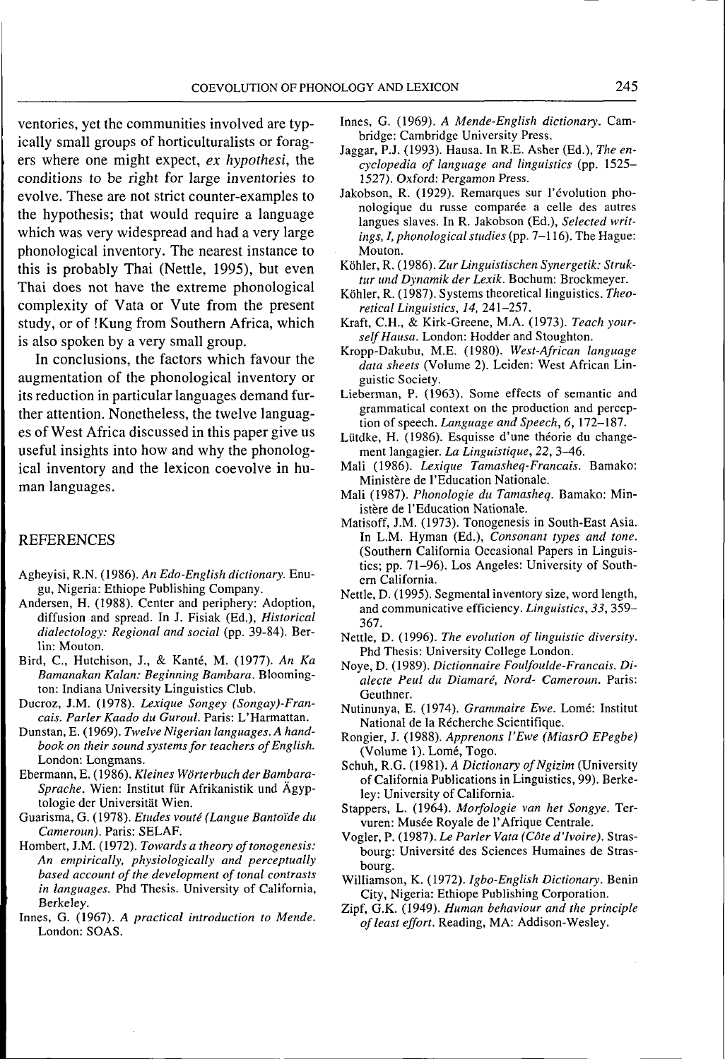ventories, yet the communities involved are typically small groups of horticulturalists or foragers where one might expect, *ex hypothesi*, the conditions to be right for large inventories to evolve. These are not strict counter-examples to the hypothesis; that would require a language which was very widespread and had a very large phonological inventory. The nearest instance to this is probably Thai (Nettle, 1995), but even Thai does not have the extreme phonological complexity of Vata or Vute from the present study, or of !Kung from Southern Africa, which is also spoken by a very small group.

In conclusions, the factors which favour the augmentation of the phonological inventory or its reduction in particular languages demand further attention. Nonetheless, the twelve languages of West Africa discussed in this paper give us useful insights into how and why the phonological inventory and the lexicon coevolve in human languages.

## REFERENCES

Agheyisi, R.N. (1986). *An Edo-English dictionary*. Enugu, Nigeria: Ethiope Publishing Company.

Andersen, H. (1988). Center and periphery: Adoption, diffusion and spread. In J. Fisiak (Ed.), *Historical dialectology: Regional and social* (pp. 39-84). Berlin: Mouton.

Bird, C., Hutchison, J., & Kanté, M. (1977). *An Ka Bamanakan Kalan: Beginning Bambara*. Bloomington: Indiana University Linguistics Club.

Ducroz, J.M. (1978). *Lexique Songey (Songay)-Francais. Parler Kaado du Gurouł*. Paris: L'Harmattan.

Dunstan, E. (1969). *Twelve Nigerian languages. A handbook on their sound systems for teachers of English*. London: Longmans.

Ebermann, E. (1986). *Kleines Wörterbuch der Bambara-Sprache*. Wien: Institut für Afrikanistik und Ägyptologie der Universität Wien.

Guarisma, G. (1978). *Etudes vouté (Langue Bantoïde du Cameroun)*. Paris: SELAF.

Hombert, J.M. (1972). *Towards a theory of tonogenesis: An empirically, physiologically and perceptually based account of the development of tonal contrasts in languages*. Phd Thesis. University of California, Berkeley.

Innes, G. (1967). *A practical introduction to Mende*. London: SOAS.

Innes, G. (1969). *A Mende-English dictionary*. Cambridge: Cambridge University Press.

Jaggar, P.J. (1993). Hausa. In R.E. Asher (Ed.), *The encyclopedia of language and linguistics* (pp. 1525–1527). Oxford: Pergamon Press.

Jakobson, R. (1929). Remarques sur l'évolution phonologique du russe comparée a celle des autres langues slaves. In R. Jakobson (Ed.), *Selected writings, I, phonological studies* (pp. 7–116). The Hague: Mouton.

Köhler, R. (1986). *Zur Linguistischen Synergetik: Struktur und Dynamik der Lexik*. Bochum: Brockmeyer.

Köhler, R. (1987). Systems theoretical linguistics. *Theoretical Linguistics, 14*, 241–257.

Kraft, C.H., & Kirk-Greene, M.A. (1973). *Teach yourself Hausa*. London: Hodder and Stoughton.

Kropp-Dakubu, M.E. (1980). *West-African language data sheets* (Volume 2). Leiden: West African Linguistic Society.

Lieberman, P. (1963). Some effects of semantic and grammatical context on the production and perception of speech. *Language and Speech, 6*, 172–187.

Lütdke, H. (1986). Esquisse d'une théorie du changement langagier. *La Linguistique, 22*, 3–46.

Mali (1986). *Lexique Tamasheq-Francais*. Bamako: Ministère de l'Education Nationale.

Mali (1987). *Phonologie du Tamasheq*. Bamako: Ministère de l'Education Nationale.

Matisoff, J.M. (1973). Tonogenesis in South-East Asia. In L.M. Hyman (Ed.), *Consonant types and tone*. (Southern California Occasional Papers in Linguistics; pp. 71–96). Los Angeles: University of Southern California.

Nettle, D. (1995). Segmental inventory size, word length, and communicative efficiency. *Linguistics, 33*, 359–367.

Nettle, D. (1996). *The evolution of linguistic diversity*. Phd Thesis: University College London.

Noye, D. (1989). *Dictionnaire Foulfoulde-Francais. Dialecte Peul du Diamaré, Nord- Cameroun*. Paris: Geuthner.

Nutinunya, E. (1974). *Grammaire Ewe*. Lomé: Institut National de la Récherche Scientifique.

Rongier, J. (1988). *Apprenons l'Ewe (MiasrO EPegbe)* (Volume 1). Lomé, Togo.

Schuh, R.G. (1981). *A Dictionary of Ngizim* (University of California Publications in Linguistics, 99). Berkeley: University of California.

Stappers, L. (1964). *Morfologie van het Songye*. Tervuren: Musée Royale de l'Afrique Centrale.

Vogler, P. (1987). *Le Parler Vata (Côte d'Ivoire)*. Strasbourg: Université des Sciences Humaines de Strasbourg.

Williamson, K. (1972). *Igbo-English Dictionary*. Benin City, Nigeria: Ethiope Publishing Corporation.

Zipf, G.K. (1949). *Human behaviour and the principle of least effort*. Reading, MA: Addison-Wesley.